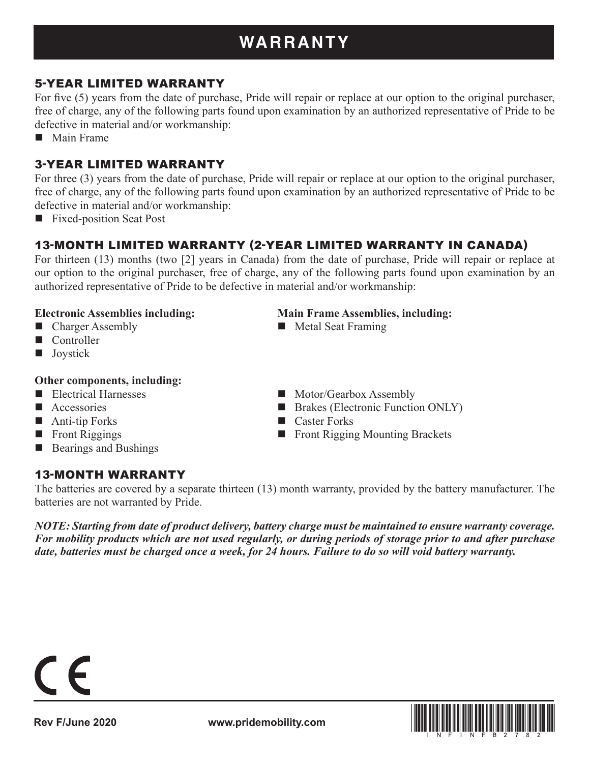# WARRANTY

## 5-YEAR LIMITED WARRANTY

For five (5) years from the date of purchase, Pride will repair or replace at our option to the original purchaser, free of charge, any of the following parts found upon examination by an authorized representative of Pride to be defective in material and/or workmanship:

- Main Frame

## 3-YEAR LIMITED WARRANTY

For three (3) years from the date of purchase, Pride will repair or replace at our option to the original purchaser, free of charge, any of the following parts found upon examination by an authorized representative of Pride to be defective in material and/or workmanship:

- Fixed-position Seat Post

## 13-MONTH LIMITED WARRANTY (2-YEAR LIMITED WARRANTY IN CANADA)

For thirteen (13) months (two [2] years in Canada) from the date of purchase, Pride will repair or replace at our option to the original purchaser, free of charge, any of the following parts found upon examination by an authorized representative of Pride to be defective in material and/or workmanship:

**Electronic Assemblies including:**

- Charger Assembly
- Controller
- Joystick

**Main Frame Assemblies, including:**

- Metal Seat Framing

**Other components, including:**

- Electrical Harnesses
- Accessories
- Anti-tip Forks
- Front Riggings
- Bearings and Bushings
- Motor/Gearbox Assembly
- Brakes (Electronic Function ONLY)
- Caster Forks
- Front Rigging Mounting Brackets

## 13-MONTH WARRANTY

The batteries are covered by a separate thirteen (13) month warranty, provided by the battery manufacturer. The batteries are not warranted by Pride.

***NOTE: Starting from date of product delivery, battery charge must be maintained to ensure warranty coverage. For mobility products which are not used regularly, or during periods of storage prior to and after purchase date, batteries must be charged once a week, for 24 hours. Failure to do so will void battery warranty.***

CE

Rev F/June 2020 www.pridemobility.com INFINFB2782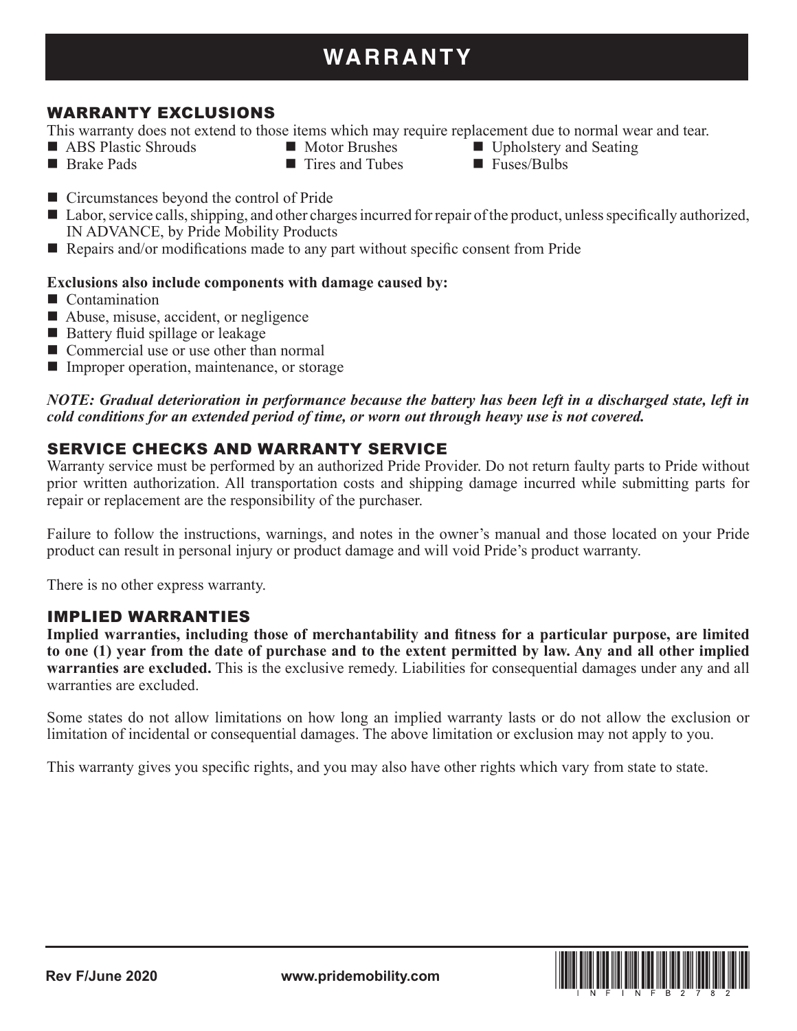# WARRANTY

## WARRANTY EXCLUSIONS

This warranty does not extend to those items which may require replacement due to normal wear and tear.

- ABS Plastic Shrouds
- Brake Pads
- Motor Brushes
- Tires and Tubes
- Upholstery and Seating
- Fuses/Bulbs

- Circumstances beyond the control of Pride
- Labor, service calls, shipping, and other charges incurred for repair of the product, unless specifically authorized, IN ADVANCE, by Pride Mobility Products
- Repairs and/or modifications made to any part without specific consent from Pride

**Exclusions also include components with damage caused by:**

- Contamination
- Abuse, misuse, accident, or negligence
- Battery fluid spillage or leakage
- Commercial use or use other than normal
- Improper operation, maintenance, or storage

***NOTE: Gradual deterioration in performance because the battery has been left in a discharged state, left in cold conditions for an extended period of time, or worn out through heavy use is not covered.***

## SERVICE CHECKS AND WARRANTY SERVICE

Warranty service must be performed by an authorized Pride Provider. Do not return faulty parts to Pride without prior written authorization. All transportation costs and shipping damage incurred while submitting parts for repair or replacement are the responsibility of the purchaser.

Failure to follow the instructions, warnings, and notes in the owner's manual and those located on your Pride product can result in personal injury or product damage and will void Pride's product warranty.

There is no other express warranty.

## IMPLIED WARRANTIES

**Implied warranties, including those of merchantability and fitness for a particular purpose, are limited to one (1) year from the date of purchase and to the extent permitted by law. Any and all other implied warranties are excluded.** This is the exclusive remedy. Liabilities for consequential damages under any and all warranties are excluded.

Some states do not allow limitations on how long an implied warranty lasts or do not allow the exclusion or limitation of incidental or consequential damages. The above limitation or exclusion may not apply to you.

This warranty gives you specific rights, and you may also have other rights which vary from state to state.

Rev F/June 2020 www.pridemobility.com INFINFB2782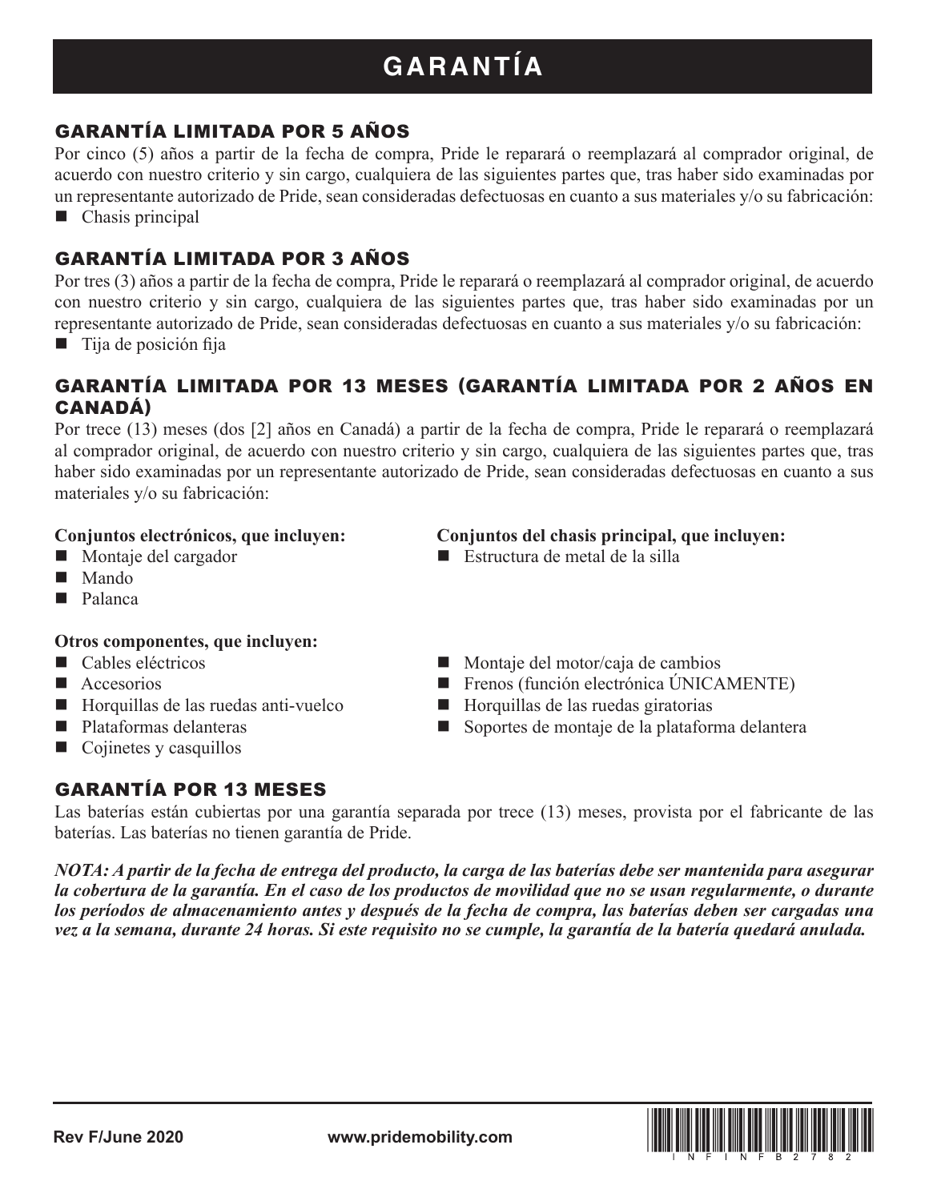# GARANTÍA

## GARANTÍA LIMITADA POR 5 AÑOS

Por cinco (5) años a partir de la fecha de compra, Pride le reparará o reemplazará al comprador original, de acuerdo con nuestro criterio y sin cargo, cualquiera de las siguientes partes que, tras haber sido examinadas por un representante autorizado de Pride, sean consideradas defectuosas en cuanto a sus materiales y/o su fabricación:

- Chasis principal

## GARANTÍA LIMITADA POR 3 AÑOS

Por tres (3) años a partir de la fecha de compra, Pride le reparará o reemplazará al comprador original, de acuerdo con nuestro criterio y sin cargo, cualquiera de las siguientes partes que, tras haber sido examinadas por un representante autorizado de Pride, sean consideradas defectuosas en cuanto a sus materiales y/o su fabricación:

- Tija de posición fija

## GARANTÍA LIMITADA POR 13 MESES (GARANTÍA LIMITADA POR 2 AÑOS EN CANADÁ)

Por trece (13) meses (dos [2] años en Canadá) a partir de la fecha de compra, Pride le reparará o reemplazará al comprador original, de acuerdo con nuestro criterio y sin cargo, cualquiera de las siguientes partes que, tras haber sido examinadas por un representante autorizado de Pride, sean consideradas defectuosas en cuanto a sus materiales y/o su fabricación:

**Conjuntos electrónicos, que incluyen:**

- Montaje del cargador
- Mando
- Palanca

**Conjuntos del chasis principal, que incluyen:**

- Estructura de metal de la silla

**Otros componentes, que incluyen:**

- Cables eléctricos
- Accesorios
- Horquillas de las ruedas anti-vuelco
- Plataformas delanteras
- Cojinetes y casquillos
- Montaje del motor/caja de cambios
- Frenos (función electrónica ÚNICAMENTE)
- Horquillas de las ruedas giratorias
- Soportes de montaje de la plataforma delantera

## GARANTÍA POR 13 MESES

Las baterías están cubiertas por una garantía separada por trece (13) meses, provista por el fabricante de las baterías. Las baterías no tienen garantía de Pride.

***NOTA: A partir de la fecha de entrega del producto, la carga de las baterías debe ser mantenida para asegurar la cobertura de la garantía. En el caso de los productos de movilidad que no se usan regularmente, o durante los períodos de almacenamiento antes y después de la fecha de compra, las baterías deben ser cargadas una vez a la semana, durante 24 horas. Si este requisito no se cumple, la garantía de la batería quedará anulada.***

Rev F/June 2020 www.pridemobility.com INFINFB2782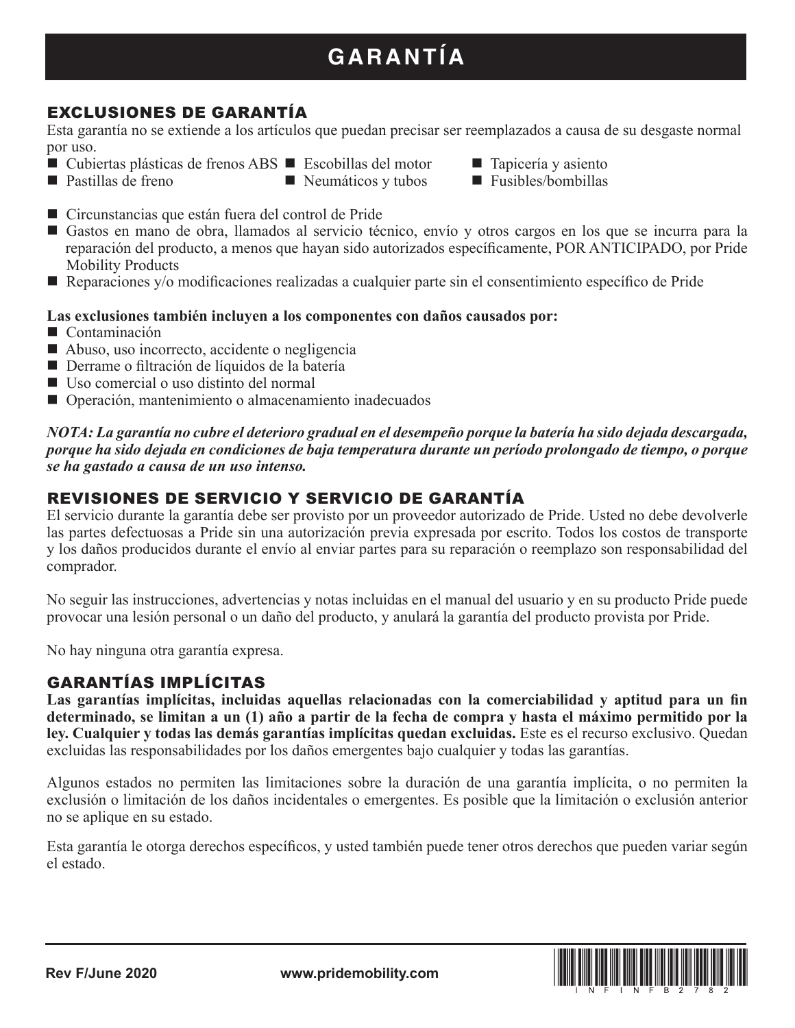# GARANTÍA

## EXCLUSIONES DE GARANTÍA

Esta garantía no se extiende a los artículos que puedan precisar ser reemplazados a causa de su desgaste normal por uso.

- Cubiertas plásticas de frenos ABS
- Pastillas de freno
- Escobillas del motor
- Neumáticos y tubos
- Tapicería y asiento
- Fusibles/bombillas

- Circunstancias que están fuera del control de Pride
- Gastos en mano de obra, llamados al servicio técnico, envío y otros cargos en los que se incurra para la reparación del producto, a menos que hayan sido autorizados específicamente, POR ANTICIPADO, por Pride Mobility Products
- Reparaciones y/o modificaciones realizadas a cualquier parte sin el consentimiento específico de Pride

**Las exclusiones también incluyen a los componentes con daños causados por:**

- Contaminación
- Abuso, uso incorrecto, accidente o negligencia
- Derrame o filtración de líquidos de la batería
- Uso comercial o uso distinto del normal
- Operación, mantenimiento o almacenamiento inadecuados

***NOTA: La garantía no cubre el deterioro gradual en el desempeño porque la batería ha sido dejada descargada, porque ha sido dejada en condiciones de baja temperatura durante un período prolongado de tiempo, o porque se ha gastado a causa de un uso intenso.***

## REVISIONES DE SERVICIO Y SERVICIO DE GARANTÍA

El servicio durante la garantía debe ser provisto por un proveedor autorizado de Pride. Usted no debe devolverle las partes defectuosas a Pride sin una autorización previa expresada por escrito. Todos los costos de transporte y los daños producidos durante el envío al enviar partes para su reparación o reemplazo son responsabilidad del comprador.

No seguir las instrucciones, advertencias y notas incluidas en el manual del usuario y en su producto Pride puede provocar una lesión personal o un daño del producto, y anulará la garantía del producto provista por Pride.

No hay ninguna otra garantía expresa.

## GARANTÍAS IMPLÍCITAS

**Las garantías implícitas, incluidas aquellas relacionadas con la comerciabilidad y aptitud para un fin determinado, se limitan a un (1) año a partir de la fecha de compra y hasta el máximo permitido por la ley. Cualquier y todas las demás garantías implícitas quedan excluidas.** Este es el recurso exclusivo. Quedan excluidas las responsabilidades por los daños emergentes bajo cualquier y todas las garantías.

Algunos estados no permiten las limitaciones sobre la duración de una garantía implícita, o no permiten la exclusión o limitación de los daños incidentales o emergentes. Es posible que la limitación o exclusión anterior no se aplique en su estado.

Esta garantía le otorga derechos específicos, y usted también puede tener otros derechos que pueden variar según el estado.

Rev F/June 2020 www.pridemobility.com INFINFB2782